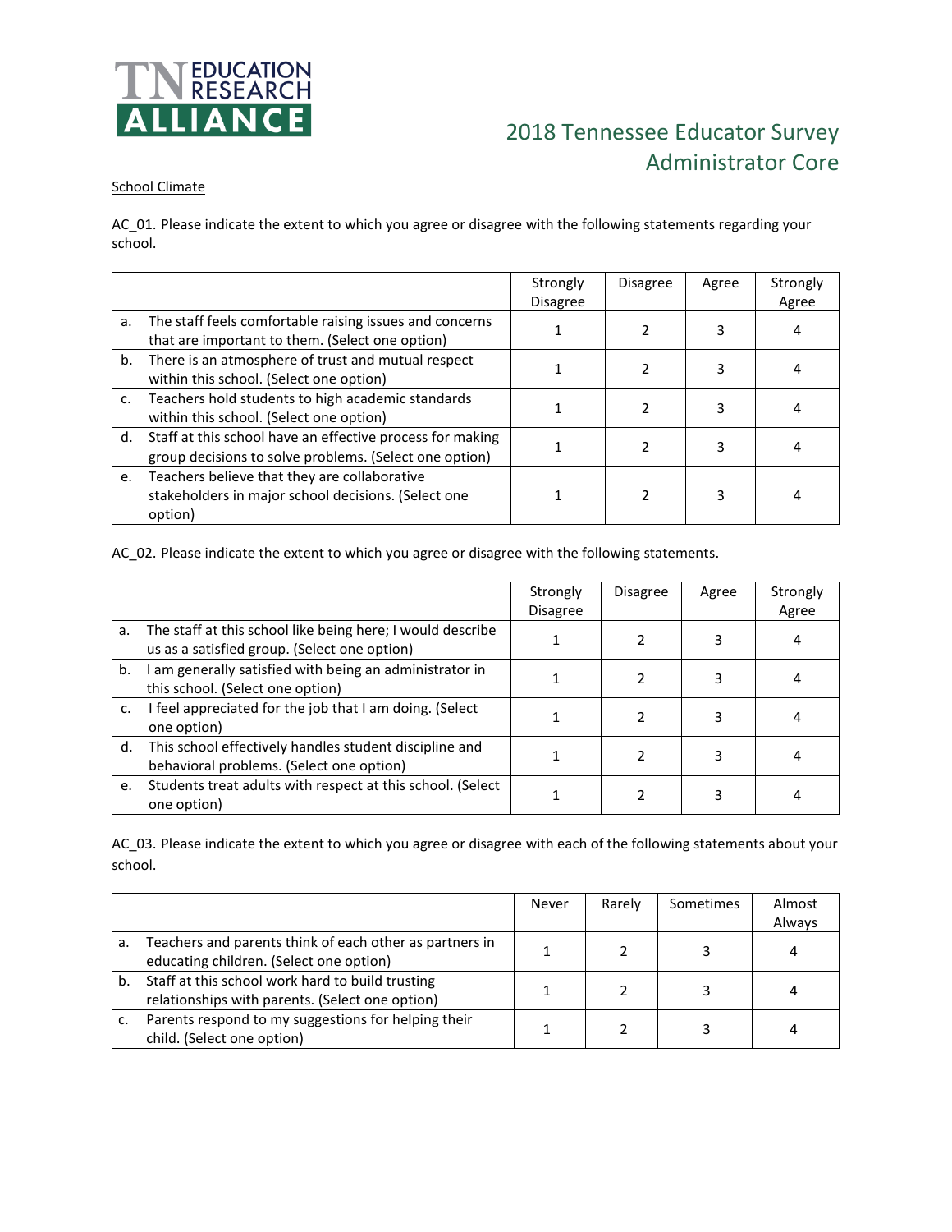TN EDUCATION RESEARCH ALLIANCE

# 2018 Tennessee Educator Survey
## Administrator Core

School Climate

AC_01. Please indicate the extent to which you agree or disagree with the following statements regarding your school.

| | Strongly Disagree | Disagree | Agree | Strongly Agree |
|---|---|---|---|---|
| a. The staff feels comfortable raising issues and concerns that are important to them. (Select one option) | 1 | 2 | 3 | 4 |
| b. There is an atmosphere of trust and mutual respect within this school. (Select one option) | 1 | 2 | 3 | 4 |
| c. Teachers hold students to high academic standards within this school. (Select one option) | 1 | 2 | 3 | 4 |
| d. Staff at this school have an effective process for making group decisions to solve problems. (Select one option) | 1 | 2 | 3 | 4 |
| e. Teachers believe that they are collaborative stakeholders in major school decisions. (Select one option) | 1 | 2 | 3 | 4 |

AC_02. Please indicate the extent to which you agree or disagree with the following statements.

| | Strongly Disagree | Disagree | Agree | Strongly Agree |
|---|---|---|---|---|
| a. The staff at this school like being here; I would describe us as a satisfied group. (Select one option) | 1 | 2 | 3 | 4 |
| b. I am generally satisfied with being an administrator in this school. (Select one option) | 1 | 2 | 3 | 4 |
| c. I feel appreciated for the job that I am doing. (Select one option) | 1 | 2 | 3 | 4 |
| d. This school effectively handles student discipline and behavioral problems. (Select one option) | 1 | 2 | 3 | 4 |
| e. Students treat adults with respect at this school. (Select one option) | 1 | 2 | 3 | 4 |

AC_03. Please indicate the extent to which you agree or disagree with each of the following statements about your school.

| | Never | Rarely | Sometimes | Almost Always |
|---|---|---|---|---|
| a. Teachers and parents think of each other as partners in educating children. (Select one option) | 1 | 2 | 3 | 4 |
| b. Staff at this school work hard to build trusting relationships with parents. (Select one option) | 1 | 2 | 3 | 4 |
| c. Parents respond to my suggestions for helping their child. (Select one option) | 1 | 2 | 3 | 4 |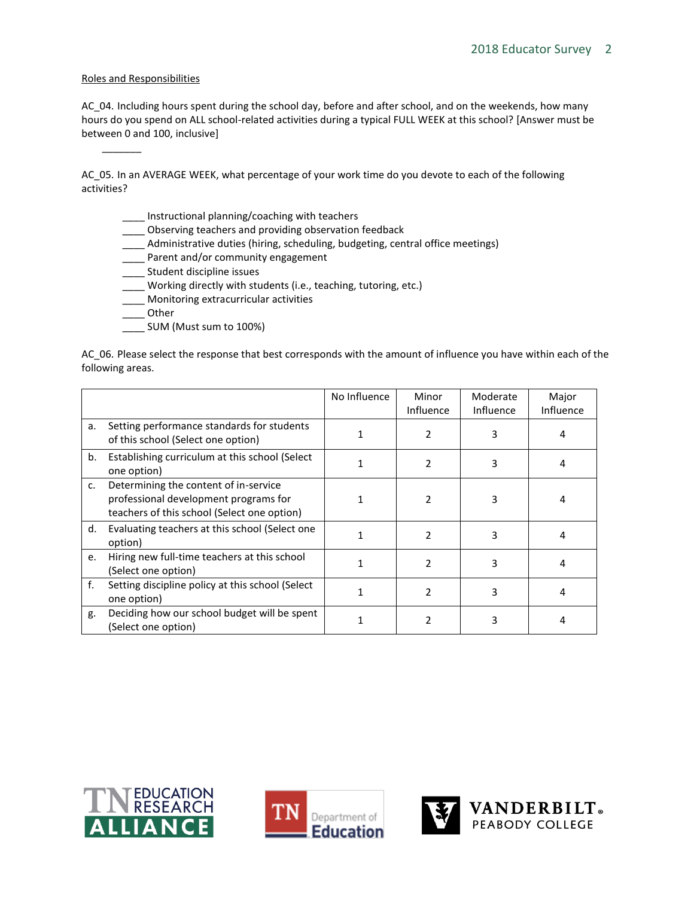Roles and Responsibilities

AC_04. Including hours spent during the school day, before and after school, and on the weekends, how many hours do you spend on ALL school-related activities during a typical FULL WEEK at this school? [Answer must be between 0 and 100, inclusive]

_______

AC_05. In an AVERAGE WEEK, what percentage of your work time do you devote to each of the following activities?

____ Instructional planning/coaching with teachers
____ Observing teachers and providing observation feedback
____ Administrative duties (hiring, scheduling, budgeting, central office meetings)
____ Parent and/or community engagement
____ Student discipline issues
____ Working directly with students (i.e., teaching, tutoring, etc.)
____ Monitoring extracurricular activities
____ Other
____ SUM (Must sum to 100%)

AC_06. Please select the response that best corresponds with the amount of influence you have within each of the following areas.

| | No Influence | Minor Influence | Moderate Influence | Major Influence |
|---|---|---|---|---|
| a. Setting performance standards for students of this school (Select one option) | 1 | 2 | 3 | 4 |
| b. Establishing curriculum at this school (Select one option) | 1 | 2 | 3 | 4 |
| c. Determining the content of in-service professional development programs for teachers of this school (Select one option) | 1 | 2 | 3 | 4 |
| d. Evaluating teachers at this school (Select one option) | 1 | 2 | 3 | 4 |
| e. Hiring new full-time teachers at this school (Select one option) | 1 | 2 | 3 | 4 |
| f. Setting discipline policy at this school (Select one option) | 1 | 2 | 3 | 4 |
| g. Deciding how our school budget will be spent (Select one option) | 1 | 2 | 3 | 4 |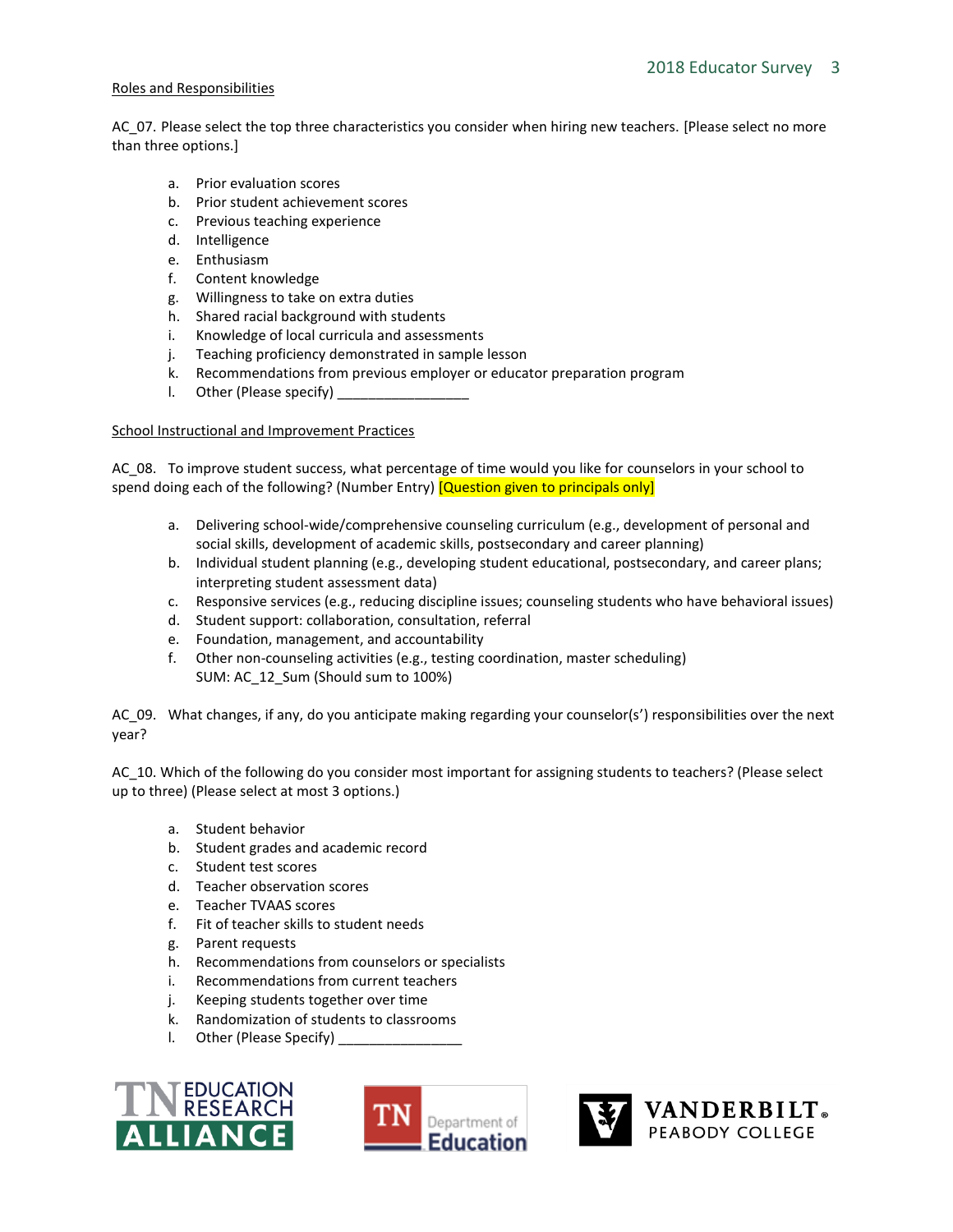Roles and Responsibilities

AC_07. Please select the top three characteristics you consider when hiring new teachers. [Please select no more than three options.]

a. Prior evaluation scores
b. Prior student achievement scores
c. Previous teaching experience
d. Intelligence
e. Enthusiasm
f. Content knowledge
g. Willingness to take on extra duties
h. Shared racial background with students
i. Knowledge of local curricula and assessments
j. Teaching proficiency demonstrated in sample lesson
k. Recommendations from previous employer or educator preparation program
l. Other (Please specify) _________________

School Instructional and Improvement Practices

AC_08. To improve student success, what percentage of time would you like for counselors in your school to spend doing each of the following? (Number Entry) [Question given to principals only]

a. Delivering school-wide/comprehensive counseling curriculum (e.g., development of personal and social skills, development of academic skills, postsecondary and career planning)
b. Individual student planning (e.g., developing student educational, postsecondary, and career plans; interpreting student assessment data)
c. Responsive services (e.g., reducing discipline issues; counseling students who have behavioral issues)
d. Student support: collaboration, consultation, referral
e. Foundation, management, and accountability
f. Other non-counseling activities (e.g., testing coordination, master scheduling)
   SUM: AC_12_Sum (Should sum to 100%)

AC_09. What changes, if any, do you anticipate making regarding your counselor(s') responsibilities over the next year?

AC_10. Which of the following do you consider most important for assigning students to teachers? (Please select up to three) (Please select at most 3 options.)

a. Student behavior
b. Student grades and academic record
c. Student test scores
d. Teacher observation scores
e. Teacher TVAAS scores
f. Fit of teacher skills to student needs
g. Parent requests
h. Recommendations from counselors or specialists
i. Recommendations from current teachers
j. Keeping students together over time
k. Randomization of students to classrooms
l. Other (Please Specify) ________________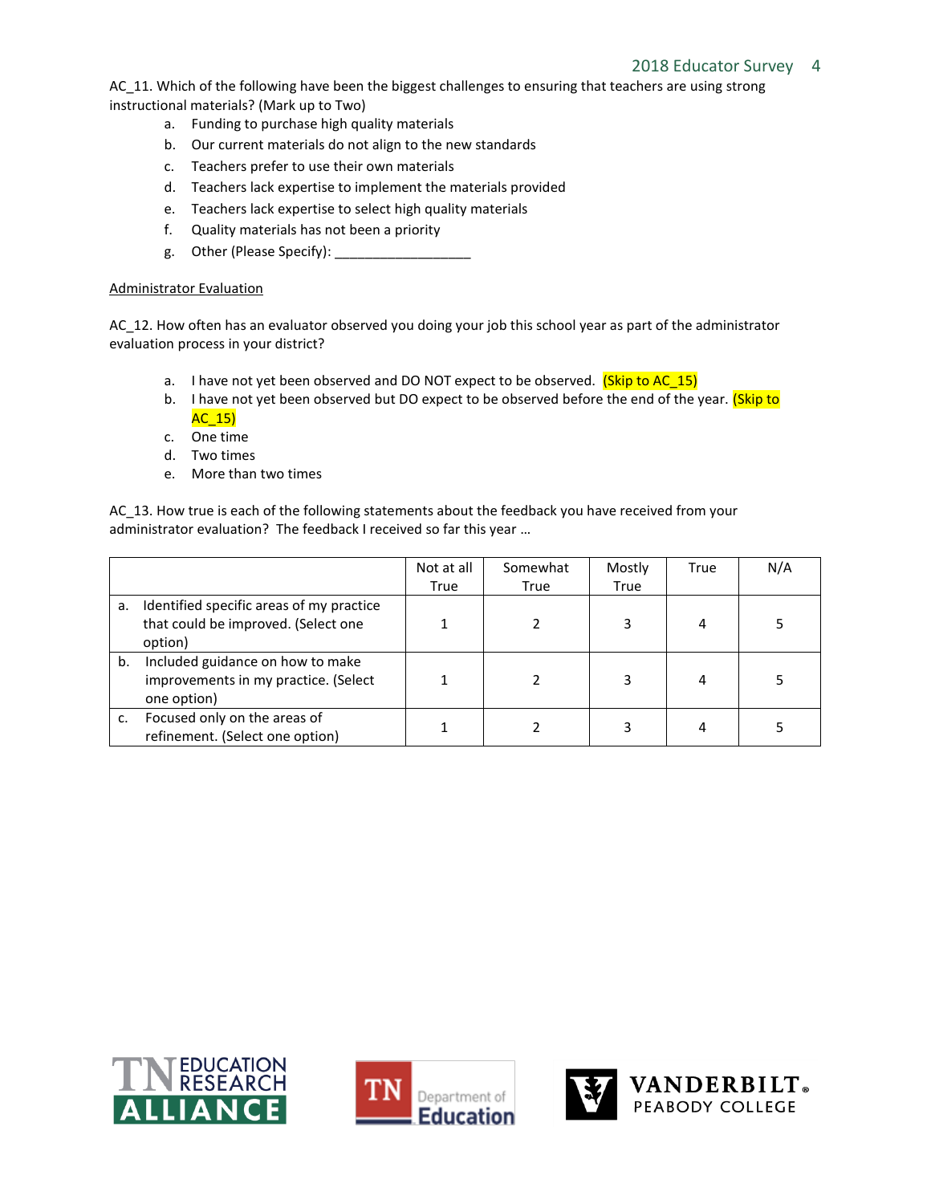AC_11. Which of the following have been the biggest challenges to ensuring that teachers are using strong instructional materials? (Mark up to Two)

a. Funding to purchase high quality materials
b. Our current materials do not align to the new standards
c. Teachers prefer to use their own materials
d. Teachers lack expertise to implement the materials provided
e. Teachers lack expertise to select high quality materials
f. Quality materials has not been a priority
g. Other (Please Specify): __________________

Administrator Evaluation

AC_12. How often has an evaluator observed you doing your job this school year as part of the administrator evaluation process in your district?

a. I have not yet been observed and DO NOT expect to be observed. (Skip to AC_15)
b. I have not yet been observed but DO expect to be observed before the end of the year. (Skip to AC_15)
c. One time
d. Two times
e. More than two times

AC_13. How true is each of the following statements about the feedback you have received from your administrator evaluation? The feedback I received so far this year …

| | Not at all True | Somewhat True | Mostly True | True | N/A |
|---|---|---|---|---|---|
| a. Identified specific areas of my practice that could be improved. (Select one option) | 1 | 2 | 3 | 4 | 5 |
| b. Included guidance on how to make improvements in my practice. (Select one option) | 1 | 2 | 3 | 4 | 5 |
| c. Focused only on the areas of refinement. (Select one option) | 1 | 2 | 3 | 4 | 5 |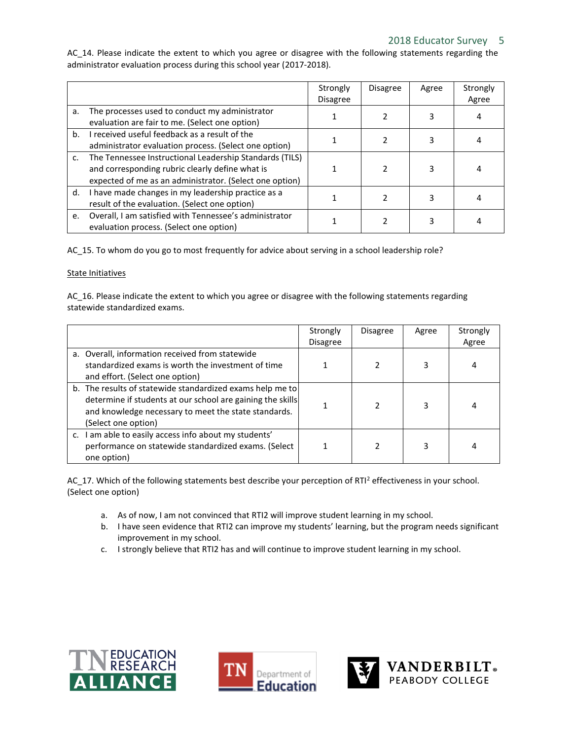AC_14. Please indicate the extent to which you agree or disagree with the following statements regarding the administrator evaluation process during this school year (2017-2018).

| | Strongly Disagree | Disagree | Agree | Strongly Agree |
|---|---|---|---|---|
| a. The processes used to conduct my administrator evaluation are fair to me. (Select one option) | 1 | 2 | 3 | 4 |
| b. I received useful feedback as a result of the administrator evaluation process. (Select one option) | 1 | 2 | 3 | 4 |
| c. The Tennessee Instructional Leadership Standards (TILS) and corresponding rubric clearly define what is expected of me as an administrator. (Select one option) | 1 | 2 | 3 | 4 |
| d. I have made changes in my leadership practice as a result of the evaluation. (Select one option) | 1 | 2 | 3 | 4 |
| e. Overall, I am satisfied with Tennessee's administrator evaluation process. (Select one option) | 1 | 2 | 3 | 4 |

AC_15. To whom do you go to most frequently for advice about serving in a school leadership role?

State Initiatives

AC_16. Please indicate the extent to which you agree or disagree with the following statements regarding statewide standardized exams.

| | Strongly Disagree | Disagree | Agree | Strongly Agree |
|---|---|---|---|---|
| a. Overall, information received from statewide standardized exams is worth the investment of time and effort. (Select one option) | 1 | 2 | 3 | 4 |
| b. The results of statewide standardized exams help me to determine if students at our school are gaining the skills and knowledge necessary to meet the state standards. (Select one option) | 1 | 2 | 3 | 4 |
| c. I am able to easily access info about my students' performance on statewide standardized exams. (Select one option) | 1 | 2 | 3 | 4 |

AC_17. Which of the following statements best describe your perception of RTI[2] effectiveness in your school. (Select one option)

a. As of now, I am not convinced that RTI2 will improve student learning in my school.
b. I have seen evidence that RTI2 can improve my students' learning, but the program needs significant improvement in my school.
c. I strongly believe that RTI2 has and will continue to improve student learning in my school.